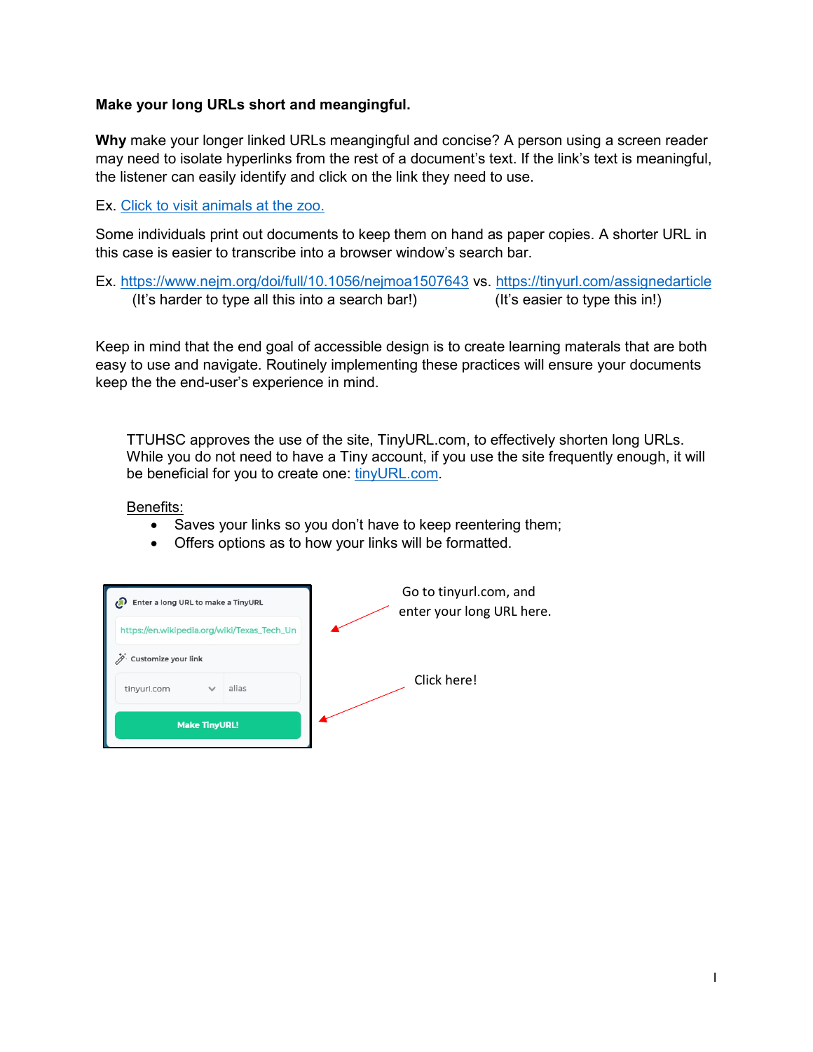**Make your long URLs short and meangingful.**

**Why** make your longer linked URLs meangingful and concise? A person using a screen reader may need to isolate hyperlinks from the rest of a document's text. If the link's text is meaningful, the listener can easily identify and click on the link they need to use.

Ex. [Click to visit animals at the zoo.]()

Some individuals print out documents to keep them on hand as paper copies. A shorter URL in this case is easier to transcribe into a browser window's search bar.

Ex. [https://www.nejm.org/doi/full/10.1056/nejmoa1507643](https://www.nejm.org/doi/full/10.1056/nejmoa1507643) vs. [https://tinyurl.com/assignedarticle](https://tinyurl.com/assignedarticle)
(It's harder to type all this into a search bar!) (It's easier to type this in!)

Keep in mind that the end goal of accessible design is to create learning materals that are both easy to use and navigate. Routinely implementing these practices will ensure your documents keep the the end-user's experience in mind.

TTUHSC approves the use of the site, TinyURL.com, to effectively shorten long URLs. While you do not need to have a Tiny account, if you use the site frequently enough, it will be beneficial for you to create one: [tinyURL.com](https://tinyurl.com).

Benefits:

- Saves your links so you don't have to keep reentering them;
- Offers options as to how your links will be formatted.

Enter a long URL to make a TinyURL

https://en.wikipedia.org/wiki/Texas_Tech_Un

Customize your link

tinyurl.com | alias

Make TinyURL!

Go to tinyurl.com, and enter your long URL here.

Click here!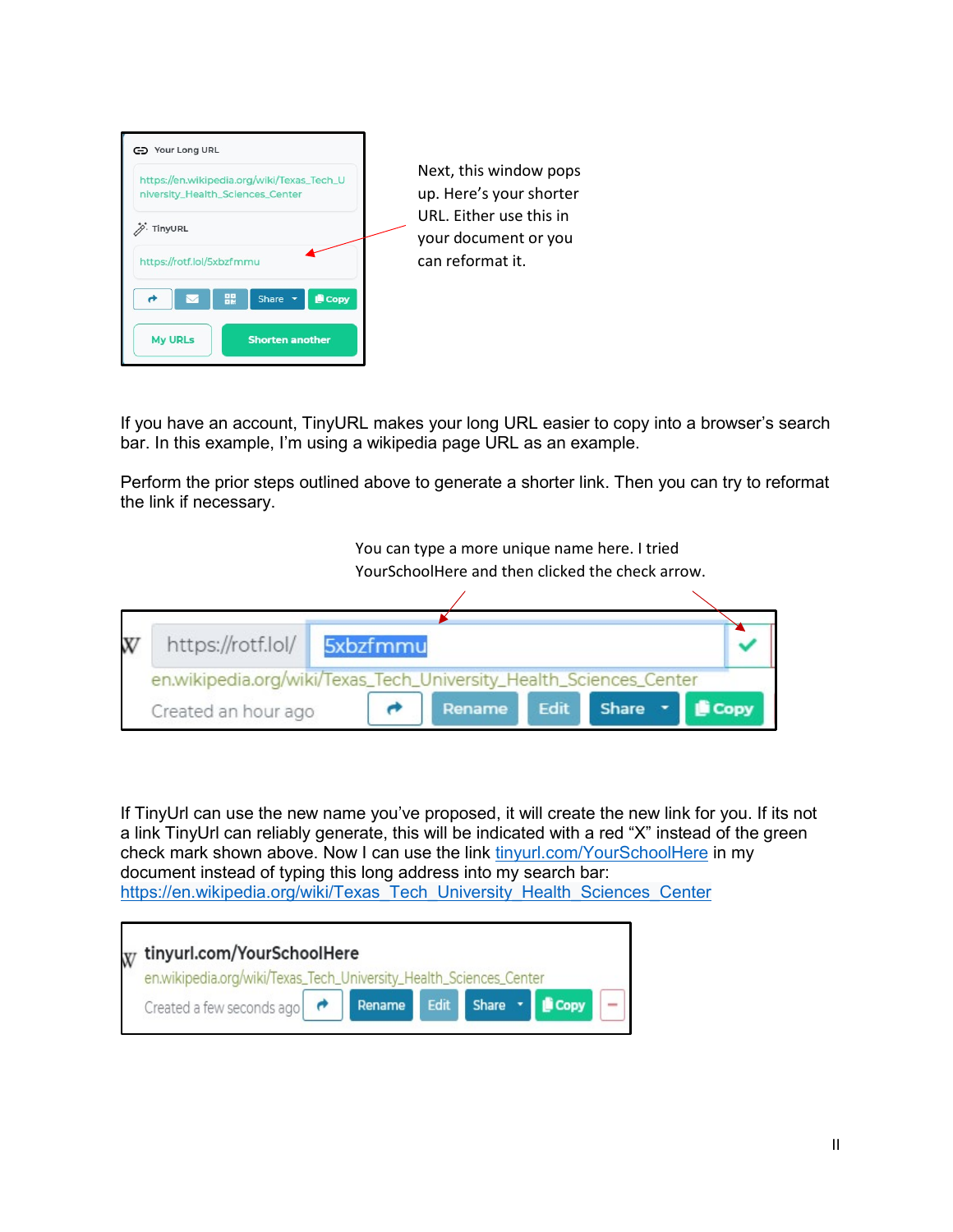Your Long URL

https://en.wikipedia.org/wiki/Texas_Tech_University_Health_Sciences_Center

TinyURL

https://rotf.lol/5xbzfmmu

Share Copy

My URLs Shorten another

Next, this window pops up. Here's your shorter URL. Either use this in your document or you can reformat it.

If you have an account, TinyURL makes your long URL easier to copy into a browser's search bar. In this example, I'm using a wikipedia page URL as an example.

Perform the prior steps outlined above to generate a shorter link. Then you can try to reformat the link if necessary.

You can type a more unique name here. I tried YourSchoolHere and then clicked the check arrow.

https://rotf.lol/ 5xbzfmmu

en.wikipedia.org/wiki/Texas_Tech_University_Health_Sciences_Center

Created an hour ago Rename Edit Share Copy

If TinyUrl can use the new name you've proposed, it will create the new link for you. If its not a link TinyUrl can reliably generate, this will be indicated with a red "X" instead of the green check mark shown above. Now I can use the link [tinyurl.com/YourSchoolHere](https://tinyurl.com/YourSchoolHere) in my document instead of typing this long address into my search bar: [https://en.wikipedia.org/wiki/Texas_Tech_University_Health_Sciences_Center](https://en.wikipedia.org/wiki/Texas_Tech_University_Health_Sciences_Center)

tinyurl.com/YourSchoolHere

en.wikipedia.org/wiki/Texas_Tech_University_Health_Sciences_Center

Created a few seconds ago Rename Edit Share Copy